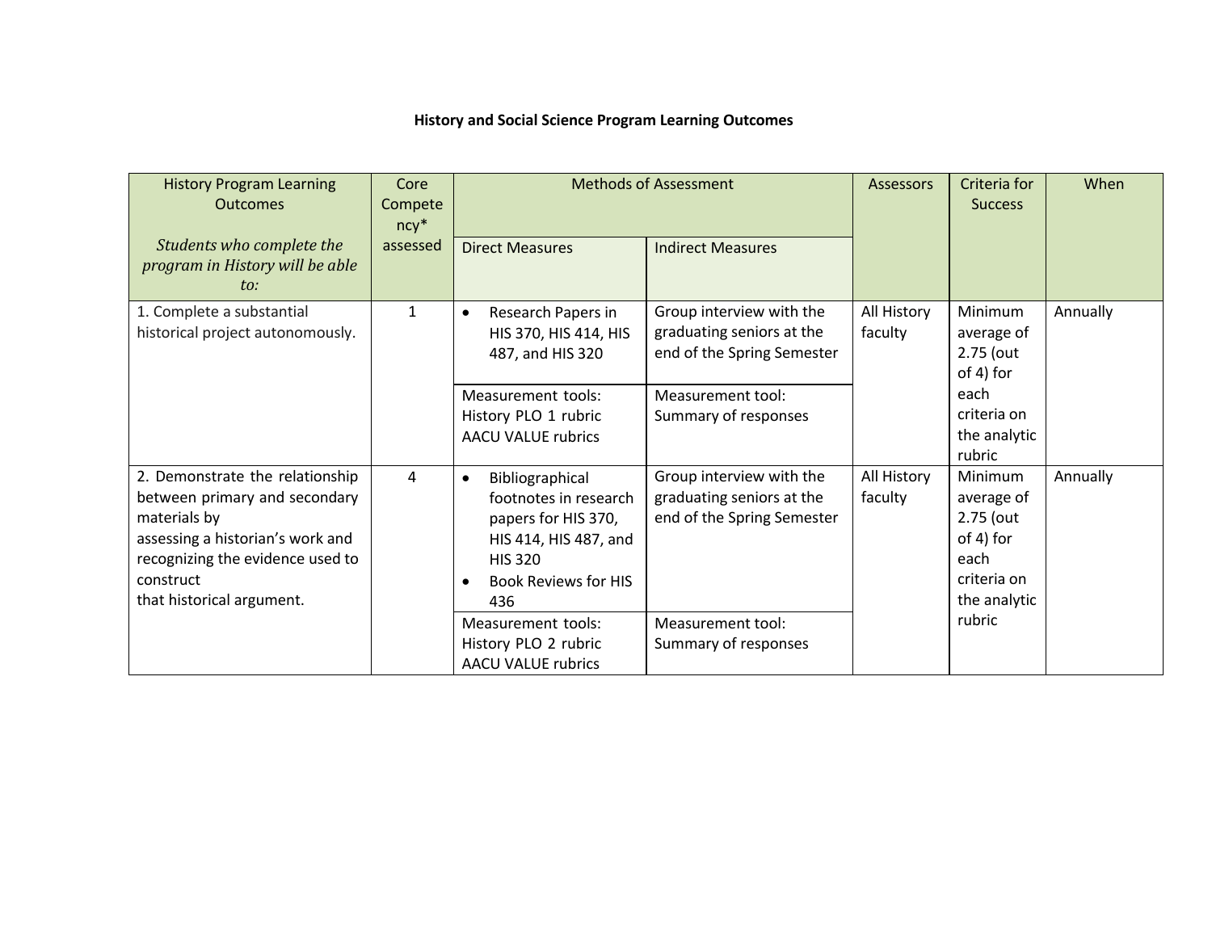**History and Social Science Program Learning Outcomes**

| History Program Learning Outcomes *Students who complete the program in History will be able to:* | Core Competency* assessed | Methods of Assessment | | Assessors | Criteria for Success | When |
|---|---|---|---|---|---|---|
| | | Direct Measures | Indirect Measures | | | |
| 1. Complete a substantial historical project autonomously. | 1 | • Research Papers in HIS 370, HIS 414, HIS 487, and HIS 320 | Group interview with the graduating seniors at the end of the Spring Semester | All History faculty | Minimum average of 2.75 (out of 4) for each criteria on the analytic rubric | Annually |
| | | Measurement tools: History PLO 1 rubric AACU VALUE rubrics | Measurement tool: Summary of responses | | | |
| 2. Demonstrate the relationship between primary and secondary materials by assessing a historian's work and recognizing the evidence used to construct that historical argument. | 4 | • Bibliographical footnotes in research papers for HIS 370, HIS 414, HIS 487, and HIS 320<br>• Book Reviews for HIS 436 | Group interview with the graduating seniors at the end of the Spring Semester | All History faculty | Minimum average of 2.75 (out of 4) for each criteria on the analytic rubric | Annually |
| | | Measurement tools: History PLO 2 rubric AACU VALUE rubrics | Measurement tool: Summary of responses | | | |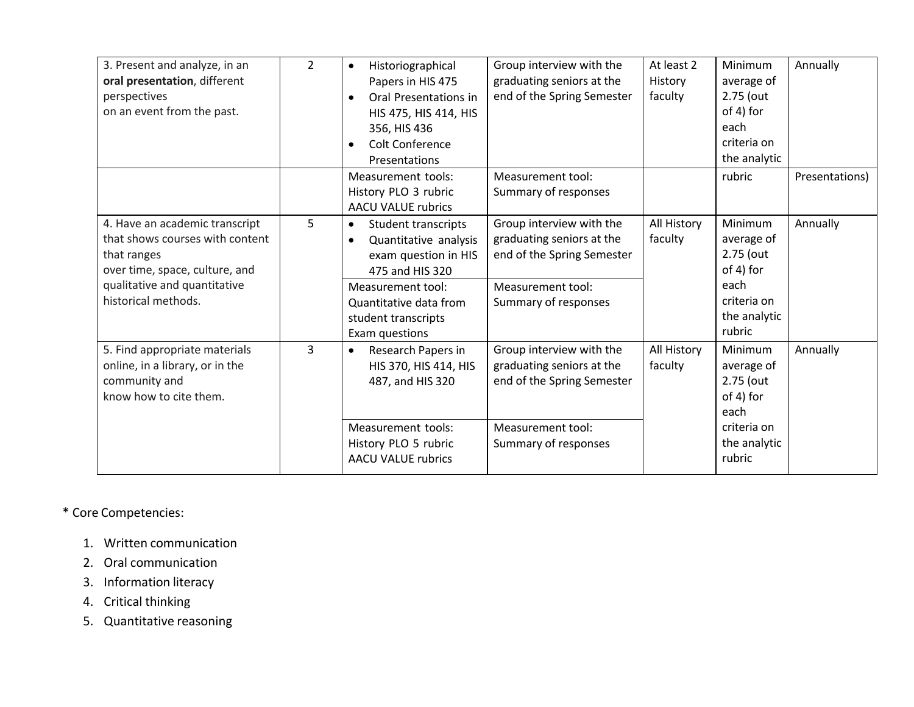| | | | | | | |
|---|---|---|---|---|---|---|
| 3. Present and analyze, in an **oral presentation**, different perspectives on an event from the past. | 2 | • Historiographical Papers in HIS 475<br>• Oral Presentations in HIS 475, HIS 414, HIS 356, HIS 436<br>• Colt Conference Presentations | Group interview with the graduating seniors at the end of the Spring Semester | At least 2 History faculty | Minimum average of 2.75 (out of 4) for each criteria on the analytic | Annually |
| | | Measurement tools: History PLO 3 rubric AACU VALUE rubrics | Measurement tool: Summary of responses | | rubric | Presentations) |
| 4. Have an academic transcript that shows courses with content that ranges over time, space, culture, and qualitative and quantitative historical methods. | 5 | • Student transcripts<br>• Quantitative analysis exam question in HIS 475 and HIS 320 | Group interview with the graduating seniors at the end of the Spring Semester | All History faculty | Minimum average of 2.75 (out of 4) for each criteria on the analytic rubric | Annually |
| | | Measurement tool: Quantitative data from student transcripts Exam questions | Measurement tool: Summary of responses | | | |
| 5. Find appropriate materials online, in a library, or in the community and know how to cite them. | 3 | • Research Papers in HIS 370, HIS 414, HIS 487, and HIS 320 | Group interview with the graduating seniors at the end of the Spring Semester | All History faculty | Minimum average of 2.75 (out of 4) for each criteria on the analytic rubric | Annually |
| | | Measurement tools: History PLO 5 rubric AACU VALUE rubrics | Measurement tool: Summary of responses | | | |

* Core Competencies:

1. Written communication
2. Oral communication
3. Information literacy
4. Critical thinking
5. Quantitative reasoning